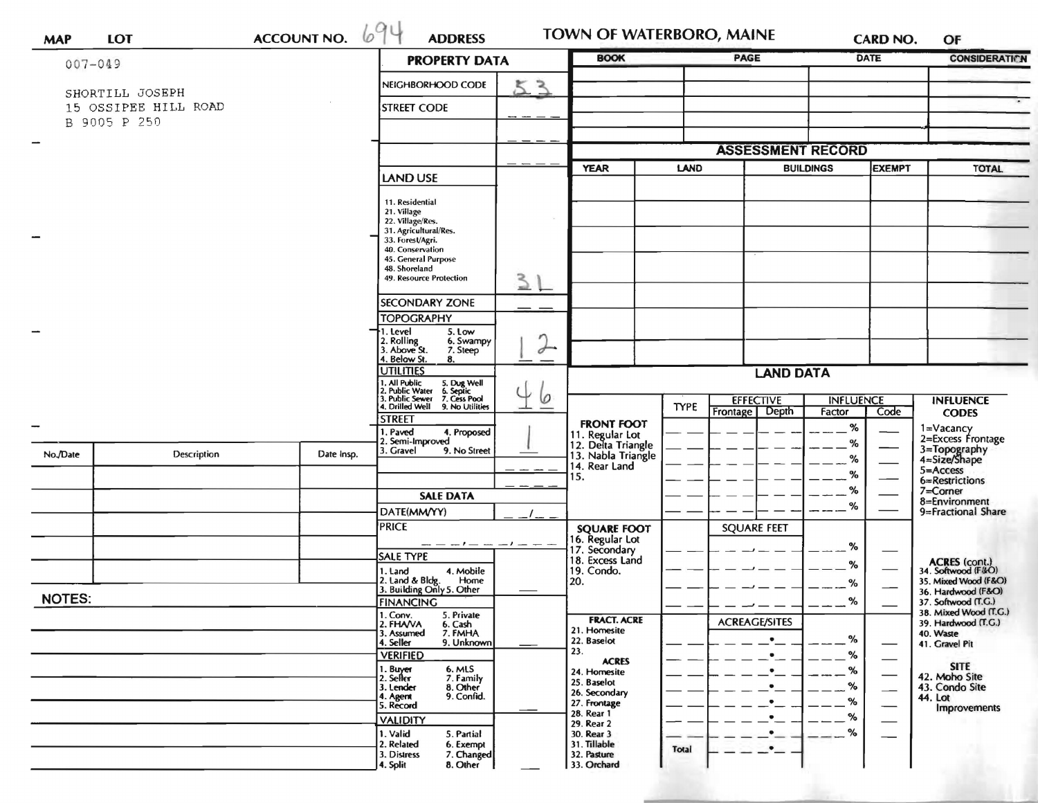| MAP | LOT | ACCOUNT NO. 694 | ADDRESS | TOWN OF WATERBORO, MAINE | CARD NO. | OF |
|---|---|---|---|---|---|---|

007-049

SHORTILL JOSEPH
15 OSSIPEE HILL ROAD
B 9005 P 250

## PROPERTY DATA

| | |
|---|---|
| NEIGHBORHOOD CODE | 53 |
| STREET CODE | |
| LAND USE<br>11. Residential<br>21. Village<br>22. Village/Res.<br>31. Agricultural/Res.<br>33. Forest/Agri.<br>40. Conservation<br>45. General Purpose<br>48. Shoreland<br>49. Resource Protection | 31 |
| SECONDARY ZONE | |
| TOPOGRAPHY<br>1. Level 5. Low<br>2. Rolling 6. Swampy<br>3. Above St. 7. Steep<br>4. Below St. 8. | 1 2 |
| UTILITIES<br>1. All Public 5. Dug Well<br>2. Public Water 6. Septic<br>3. Public Sewer 7. Cess Pool<br>4. Drilled Well 9. No Utilities | 4 6 |
| STREET<br>1. Paved 4. Proposed<br>2. Semi-Improved<br>3. Gravel 9. No Street | 1 |

## SALE DATA

| | |
|---|---|
| DATE(MM/YY) | |
| PRICE | |
| SALE TYPE<br>1. Land 4. Mobile Home<br>2. Land & Bldg.<br>3. Building Only 5. Other | |
| FINANCING<br>1. Conv. 5. Private<br>2. FHA/VA 6. Cash<br>3. Assumed 7. FMHA<br>4. Seller 9. Unknown | |
| VERIFIED<br>1. Buyer 6. MLS<br>2. Seller 7. Family<br>3. Lender 8. Other<br>4. Agent 9. Confid.<br>5. Record | |
| VALIDITY<br>1. Valid 5. Partial<br>2. Related 6. Exempt<br>3. Distress 7. Changed<br>4. Split 8. Other | |

| BOOK | PAGE | DATE | CONSIDERATION |
|---|---|---|---|
| | | | |
| | | | |
| | | | |
| | | | |

## ASSESSMENT RECORD

| YEAR | LAND | BUILDINGS | EXEMPT | TOTAL |
|---|---|---|---|---|
| | | | | |
| | | | | |
| | | | | |
| | | | | |
| | | | | |
| | | | | |
| | | | | |

## LAND DATA

| | TYPE | EFFECTIVE Frontage | EFFECTIVE Depth | INFLUENCE Factor | INFLUENCE Code |
|---|---|---|---|---|---|
| **FRONT FOOT**<br>11. Regular Lot<br>12. Delta Triangle<br>13. Nabla Triangle<br>14. Rear Land<br>15. | | | | % | |
| **SQUARE FOOT**<br>16. Regular Lot<br>17. Secondary<br>18. Excess Land<br>19. Condo.<br>20. | | SQUARE FEET | | % | |
| **FRACT. ACRE**<br>21. Homesite<br>22. Baselot<br>23.<br>**ACRES**<br>24. Homesite<br>25. Baselot<br>26. Secondary<br>27. Frontage<br>28. Rear 1<br>29. Rear 2<br>30. Rear 3<br>31. Tillable<br>32. Pasture<br>33. Orchard | | ACREAGE/SITES | | % | |
| | Total | | | | |

**INFLUENCE CODES**
1=Vacancy
2=Excess Frontage
3=Topography
4=Size/Shape
5=Access
6=Restrictions
7=Corner
8=Environment
9=Fractional Share

**ACRES (cont.)**
34. Softwood (F&O)
35. Mixed Wood (F&O)
36. Hardwood (F&O)
37. Softwood (T.G.)
38. Mixed Wood (T.G.)
39. Hardwood (T.G.)
40. Waste
41. Gravel Pit

**SITE**
42. Moho Site
43. Condo Site
44. Lot Improvements

| No./Date | Description | Date Insp. |
|---|---|---|
| | | |
| | | |
| | | |
| | | |
| | | |
| | | |

NOTES: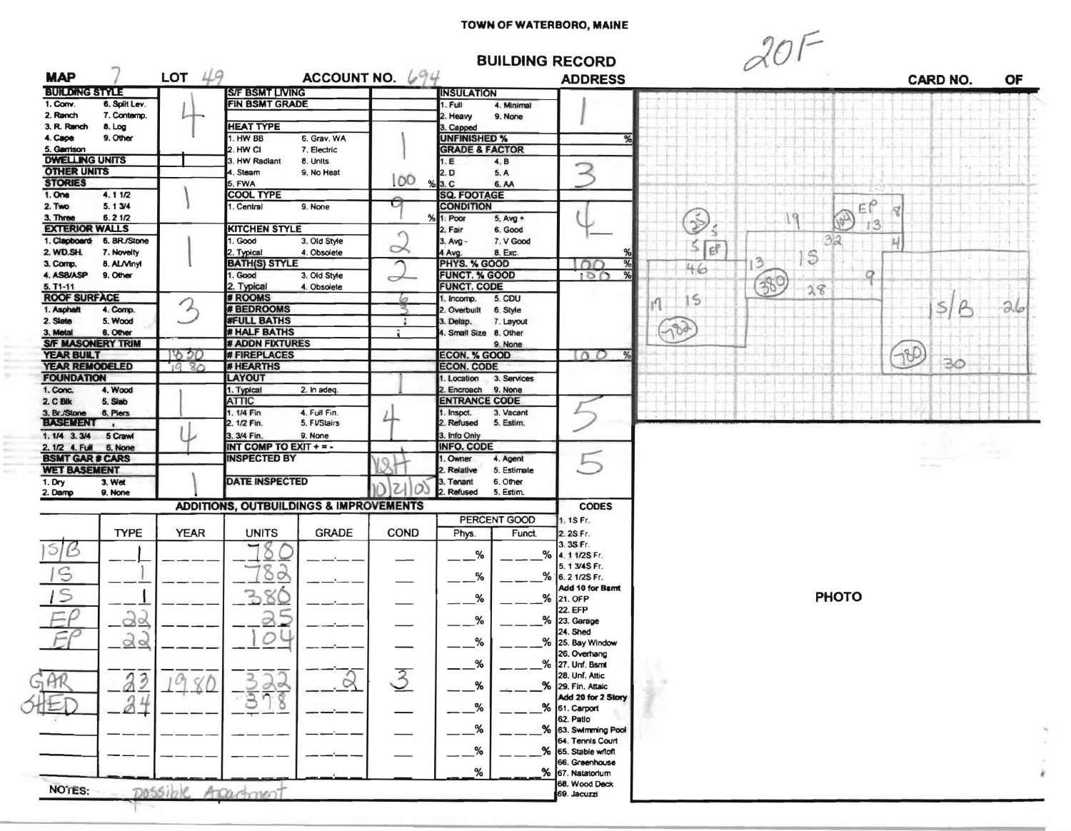TOWN OF WATERBORO, MAINE

20F

# BUILDING RECORD

MAP 7 LOT 49 ACCOUNT NO. 694 ADDRESS CARD NO. OF

| Field | Value | Field | Value | Field | Value |
|---|---|---|---|---|---|
| **BUILDING STYLE** 1. Conv. 6. Split Lev. 2. Ranch 7. Contemp. 3. R. Ranch 8. Log 4. Cape 9. Other 5. Garrison | 4 | **S/F BSMT LIVING** | | **INSULATION** 1. Full 4. Minimal 2. Heavy 9. None 3. Capped | 1 |
| **DWELLING UNITS** | 1 | **FIN BSMT GRADE** | | **UNFINISHED %** | % |
| **OTHER UNITS** | | **HEAT TYPE** 1. HW BB 6. Grav. WA 2. HW CI 7. Electric 3. HW Radiant 8. Units 4. Steam 9. No Heat 5. FWA | 1 / 100 % | **GRADE & FACTOR** 1. E 4. B 2. D 5. A 3. C 6. AA | 3 |
| **STORIES** 1. One 4. 1 1/2 2. Two 5. 1 3/4 3. Three 6. 2 1/2 | 1 | **COOL TYPE** 1. Central 9. None | 9 % | **SQ. FOOTAGE** | |
| **EXTERIOR WALLS** 1. Clapboard 6. BR./Stone 2. WD.SH. 7. Novelty 3. Comp. 8. AL/Vinyl 4. ASB/ASP 9. Other 5. T1-11 | 1 | **KITCHEN STYLE** 1. Good 3. Old Style 2. Typical 4. Obsolete | 2 | **CONDITION** 1. Poor 5. Avg + 2. Fair 6. Good 3. Avg - 7. V Good 4 Avg. 8. Exc. | 4 |
| | | **BATH(S) STYLE** 1. Good 3. Old Style 2. Typical 4. Obsolete | 2 | **PHYS. % GOOD** | 100 % |
| **ROOF SURFACE** 1. Asphalt 4. Comp. 2. Slate 5. Wood 3. Metal 6. Other | 3 | **# ROOMS** | 6 | **FUNCT. % GOOD** | 100 % |
| | | **# BEDROOMS** | 3 | **FUNCT. CODE** 1. Incomp. 5. CDU 2. Overbuilt 6. Style 3. Delap. 7. Layout 4. Small Size 8. Other 9. None | |
| | | **#FULL BATHS** | 1 | | |
| | | **# HALF BATHS** | 1 | | |
| **S/F MASONERY TRIM** | | **# ADDN FIXTURES** | | | |
| **YEAR BUILT** | 1830 | **# FIREPLACES** | | **ECON. % GOOD** | 100 % |
| **YEAR REMODELED** | 1980 | **# HEARTHS** | | **ECON. CODE** 1. Location 3. Services 2. Encroach 9. None | |
| **FOUNDATION** 1. Conc. 4. Wood 2. C Blk 5. Slab 3. Br./Stone 6. Piers | 1 | **LAYOUT** 1. Typical 2. In adeq. | 1 | | |
| **BASEMENT** 1. 1/4 3. 3/4 5 Crawl 2. 1/2 4. Full 6. None | 4 | **ATTIC** 1. 1/4 Fin 4. Full Fin. 2. 1/2 Fin. 5. Fl/Stairs 3. 3/4 Fin. 9. None | 4 | **ENTRANCE CODE** 1. Inspct. 3. Vacant 2. Refused 5. Estim. 3. Info Only | 5 |
| **BSMT GAR # CARS** | | **INT COMP TO EXIT + = -** | | **INFO. CODE** 1. Owner 4. Agent 2. Relative 5. Estimate 3. Tenant 6. Other | 5 |
| **WET BASEMENT** 1. Dry 3. Wet 2. Damp 9. None | 1 | **INSPECTED BY** | V&H | | |
| | | **DATE INSPECTED** | 10/21/05 | 2. Refused 5. Estim. | |

Sketch: 1S/B 26 x 30 (780); 1S 17 x 46 (782); 1S 13 x 28 (380); 19; 32; 9; EP 5 x 5 (25); EP 8 x 13 (104); 4

## ADDITIONS, OUTBUILDINGS & IMPROVEMENTS

| | TYPE | YEAR | UNITS | GRADE | COND | PERCENT GOOD Phys. | PERCENT GOOD Funct. |
|---|---|---|---|---|---|---|---|
| 1S/B | 1 | | 780 | | | % | % |
| 1S | 1 | | 782 | | | % | % |
| 1S | 1 | | 380 | | | % | % |
| EP | 22 | | 25 | | | % | % |
| EP | 22 | | 104 | | | % | % |
| | | | | | | % | % |
| GAR | 23 | 1980 | 322 | 2 | 3 | % | % |
| SHED | 24 | | 378 | | | % | % |
| | | | | | | % | % |
| | | | | | | % | % |
| | | | | | | % | % |

**CODES**
1. 1S Fr.
2. 2S Fr.
3. 3S Fr.
4. 1 1/2S Fr.
5. 1 3/4S Fr.
6. 2 1/2S Fr.
Add 10 for Bsmt
21. OFP
22. EFP
23. Garage
24. Shed
25. Bay Window
26. Overhang
27. Unf. Bsmt
28. Unf. Attic
29. Fin. Attaic
Add 20 for 2 Story
61. Carport
62. Patio
63. Swimming Pool
64. Tennis Court
65. Stable w/loft
66. Greenhouse
67. Natatorium
68. Wood Deck
69. Jacuzzi

PHOTO

NOTES: possible Apartment